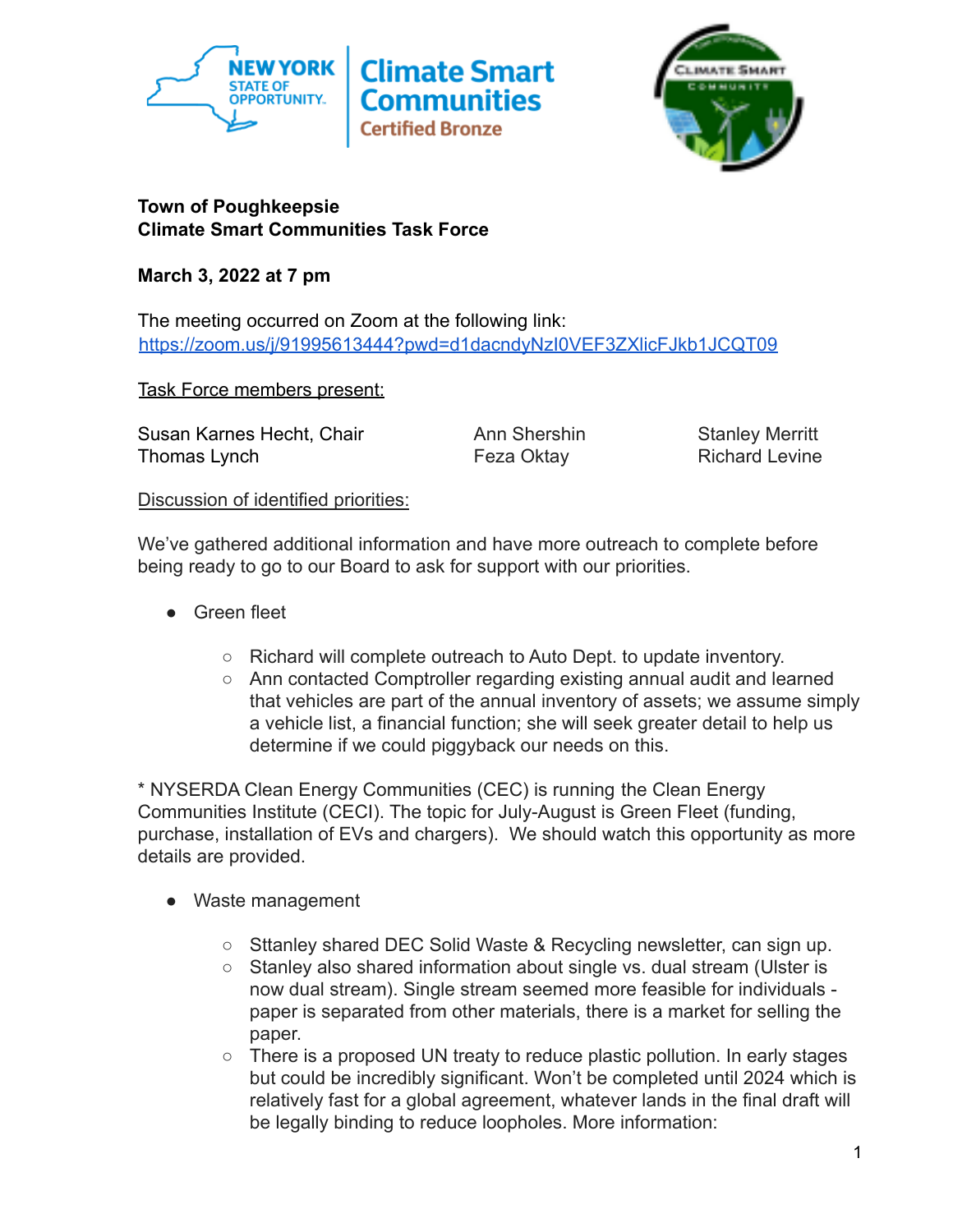**Town of Poughkeepsie**
**Climate Smart Communities Task Force**

**March 3, 2022 at 7 pm**

The meeting occurred on Zoom at the following link:
https://zoom.us/j/91995613444?pwd=d1dacndyNzI0VEF3ZXlicFJkb1JCQT09

Task Force members present:

Susan Karnes Hecht, Chair
Thomas Lynch
Ann Shershin
Feza Oktay
Stanley Merritt
Richard Levine

Discussion of identified priorities:

We've gathered additional information and have more outreach to complete before being ready to go to our Board to ask for support with our priorities.

- Green fleet
  - Richard will complete outreach to Auto Dept. to update inventory.
  - Ann contacted Comptroller regarding existing annual audit and learned that vehicles are part of the annual inventory of assets; we assume simply a vehicle list, a financial function; she will seek greater detail to help us determine if we could piggyback our needs on this.

* NYSERDA Clean Energy Communities (CEC) is running the Clean Energy Communities Institute (CECI). The topic for July-August is Green Fleet (funding, purchase, installation of EVs and chargers). We should watch this opportunity as more details are provided.

- Waste management
  - Sttanley shared DEC Solid Waste & Recycling newsletter, can sign up.
  - Stanley also shared information about single vs. dual stream (Ulster is now dual stream). Single stream seemed more feasible for individuals - paper is separated from other materials, there is a market for selling the paper.
  - There is a proposed UN treaty to reduce plastic pollution. In early stages but could be incredibly significant. Won't be completed until 2024 which is relatively fast for a global agreement, whatever lands in the final draft will be legally binding to reduce loopholes. More information: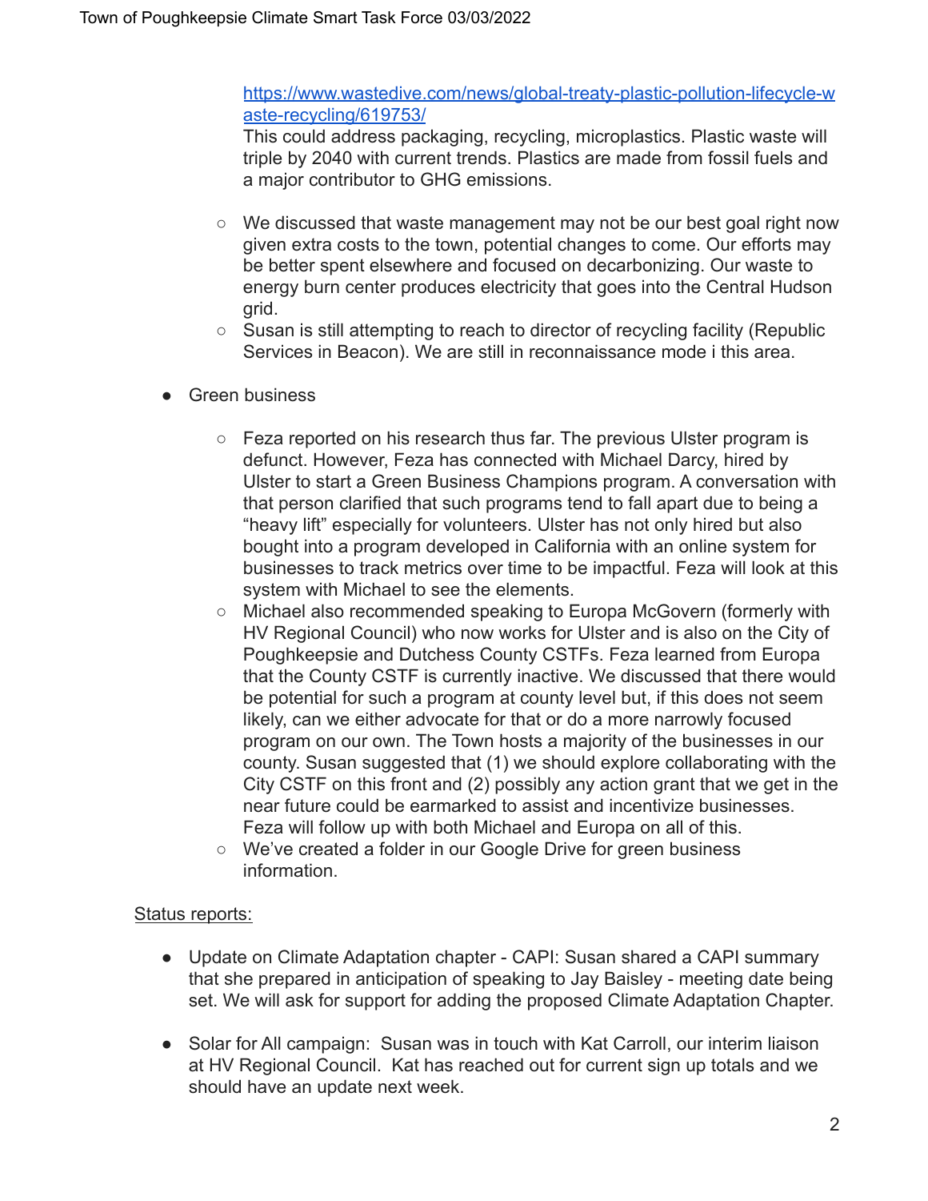https://www.wastedive.com/news/global-treaty-plastic-pollution-lifecycle-waste-recycling/619753/
This could address packaging, recycling, microplastics. Plastic waste will triple by 2040 with current trends. Plastics are made from fossil fuels and a major contributor to GHG emissions.

  - We discussed that waste management may not be our best goal right now given extra costs to the town, potential changes to come. Our efforts may be better spent elsewhere and focused on decarbonizing. Our waste to energy burn center produces electricity that goes into the Central Hudson grid.
  - Susan is still attempting to reach to director of recycling facility (Republic Services in Beacon). We are still in reconnaissance mode i this area.

- Green business
  - Feza reported on his research thus far. The previous Ulster program is defunct. However, Feza has connected with Michael Darcy, hired by Ulster to start a Green Business Champions program. A conversation with that person clarified that such programs tend to fall apart due to being a "heavy lift" especially for volunteers. Ulster has not only hired but also bought into a program developed in California with an online system for businesses to track metrics over time to be impactful. Feza will look at this system with Michael to see the elements.
  - Michael also recommended speaking to Europa McGovern (formerly with HV Regional Council) who now works for Ulster and is also on the City of Poughkeepsie and Dutchess County CSTFs. Feza learned from Europa that the County CSTF is currently inactive. We discussed that there would be potential for such a program at county level but, if this does not seem likely, can we either advocate for that or do a more narrowly focused program on our own. The Town hosts a majority of the businesses in our county. Susan suggested that (1) we should explore collaborating with the City CSTF on this front and (2) possibly any action grant that we get in the near future could be earmarked to assist and incentivize businesses. Feza will follow up with both Michael and Europa on all of this.
  - We've created a folder in our Google Drive for green business information.

<u>Status reports:</u>

- Update on Climate Adaptation chapter - CAPI: Susan shared a CAPI summary that she prepared in anticipation of speaking to Jay Baisley - meeting date being set. We will ask for support for adding the proposed Climate Adaptation Chapter.
- Solar for All campaign: Susan was in touch with Kat Carroll, our interim liaison at HV Regional Council. Kat has reached out for current sign up totals and we should have an update next week.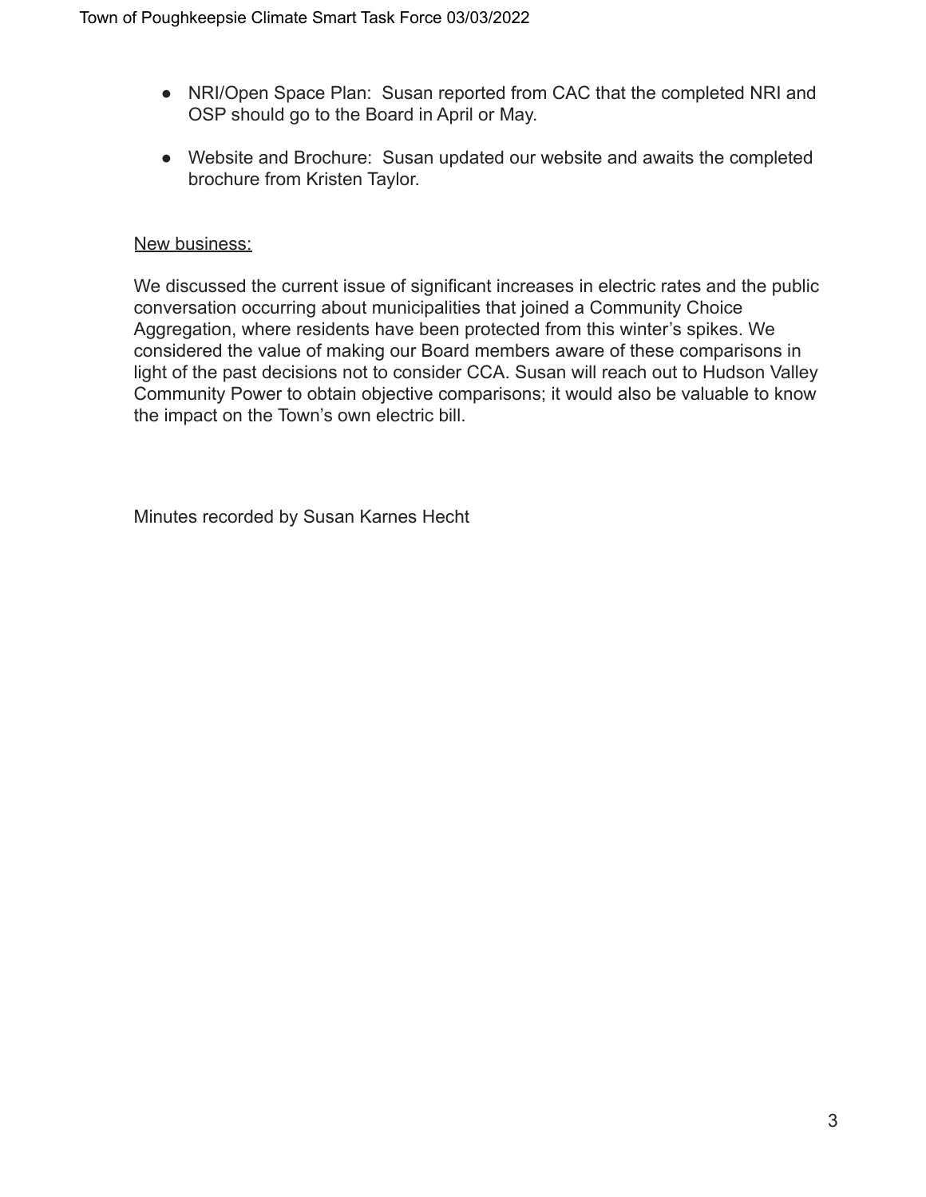- NRI/Open Space Plan: Susan reported from CAC that the completed NRI and OSP should go to the Board in April or May.

- Website and Brochure: Susan updated our website and awaits the completed brochure from Kristen Taylor.

<u>New business:</u>

We discussed the current issue of significant increases in electric rates and the public conversation occurring about municipalities that joined a Community Choice Aggregation, where residents have been protected from this winter's spikes. We considered the value of making our Board members aware of these comparisons in light of the past decisions not to consider CCA. Susan will reach out to Hudson Valley Community Power to obtain objective comparisons; it would also be valuable to know the impact on the Town's own electric bill.

Minutes recorded by Susan Karnes Hecht